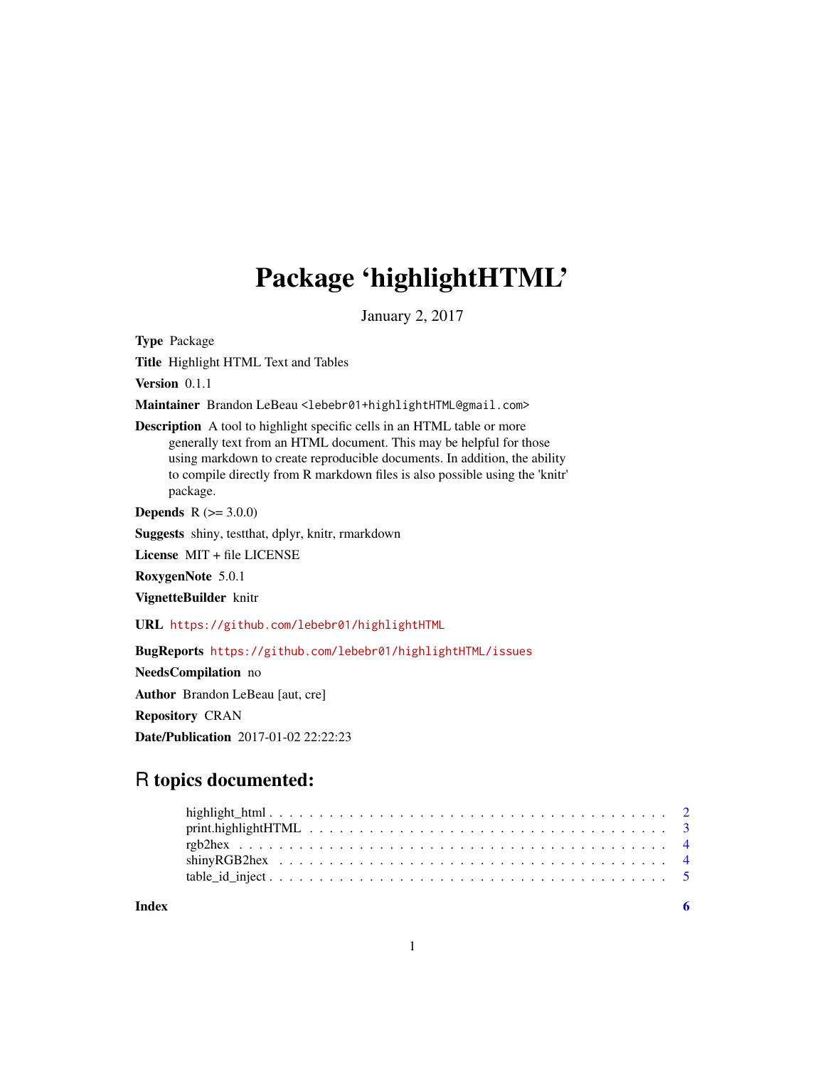# Package 'highlightHTML'

January 2, 2017

**Type** Package

**Title** Highlight HTML Text and Tables

**Version** 0.1.1

**Maintainer** Brandon LeBeau <lebebr01+highlightHTML@gmail.com>

**Description** A tool to highlight specific cells in an HTML table or more generally text from an HTML document. This may be helpful for those using markdown to create reproducible documents. In addition, the ability to compile directly from R markdown files is also possible using the 'knitr' package.

**Depends** R (>= 3.0.0)

**Suggests** shiny, testthat, dplyr, knitr, rmarkdown

**License** MIT + file LICENSE

**RoxygenNote** 5.0.1

**VignetteBuilder** knitr

**URL** https://github.com/lebebr01/highlightHTML

**BugReports** https://github.com/lebebr01/highlightHTML/issues

**NeedsCompilation** no

**Author** Brandon LeBeau [aut, cre]

**Repository** CRAN

**Date/Publication** 2017-01-02 22:22:23

## R topics documented:

- highlight_html . . . . . . . . . . . . . . . . . . . . . . . . . . . . . . . . . . . . . . . . 2
- print.highlightHTML . . . . . . . . . . . . . . . . . . . . . . . . . . . . . . . . . . . 3
- rgb2hex . . . . . . . . . . . . . . . . . . . . . . . . . . . . . . . . . . . . . . . . . . . 4
- shinyRGB2hex . . . . . . . . . . . . . . . . . . . . . . . . . . . . . . . . . . . . . . . 4
- table_id_inject . . . . . . . . . . . . . . . . . . . . . . . . . . . . . . . . . . . . . . . 5

**Index** 6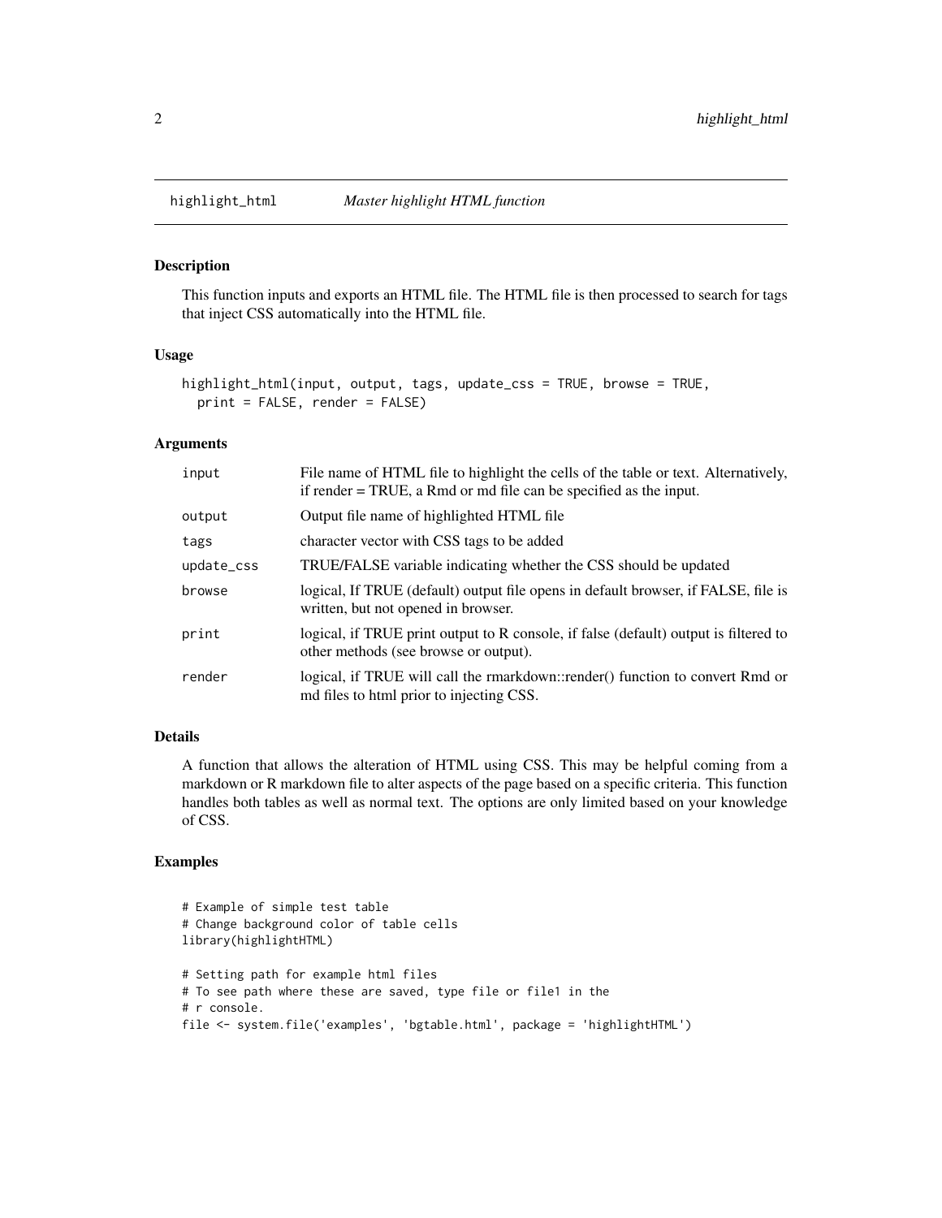## highlight_html — *Master highlight HTML function*

### Description

This function inputs and exports an HTML file. The HTML file is then processed to search for tags that inject CSS automatically into the HTML file.

### Usage

```
highlight_html(input, output, tags, update_css = TRUE, browse = TRUE,
  print = FALSE, render = FALSE)
```

### Arguments

| | |
|---|---|
| `input` | File name of HTML file to highlight the cells of the table or text. Alternatively, if render = TRUE, a Rmd or md file can be specified as the input. |
| `output` | Output file name of highlighted HTML file |
| `tags` | character vector with CSS tags to be added |
| `update_css` | TRUE/FALSE variable indicating whether the CSS should be updated |
| `browse` | logical, If TRUE (default) output file opens in default browser, if FALSE, file is written, but not opened in browser. |
| `print` | logical, if TRUE print output to R console, if false (default) output is filtered to other methods (see browse or output). |
| `render` | logical, if TRUE will call the rmarkdown::render() function to convert Rmd or md files to html prior to injecting CSS. |

### Details

A function that allows the alteration of HTML using CSS. This may be helpful coming from a markdown or R markdown file to alter aspects of the page based on a specific criteria. This function handles both tables as well as normal text. The options are only limited based on your knowledge of CSS.

### Examples

```
# Example of simple test table
# Change background color of table cells
library(highlightHTML)

# Setting path for example html files
# To see path where these are saved, type file or file1 in the
# r console.
file <- system.file('examples', 'bgtable.html', package = 'highlightHTML')
```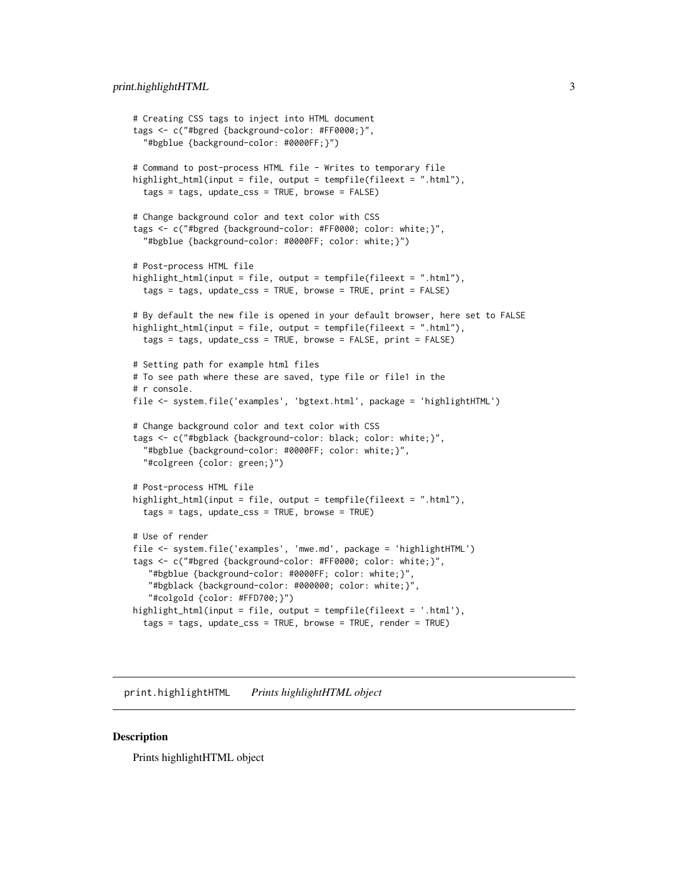```
# Creating CSS tags to inject into HTML document
tags <- c("#bgred {background-color: #FF0000;}",
  "#bgblue {background-color: #0000FF;}")

# Command to post-process HTML file - Writes to temporary file
highlight_html(input = file, output = tempfile(fileext = ".html"),
  tags = tags, update_css = TRUE, browse = FALSE)

# Change background color and text color with CSS
tags <- c("#bgred {background-color: #FF0000; color: white;}",
  "#bgblue {background-color: #0000FF; color: white;}")

# Post-process HTML file
highlight_html(input = file, output = tempfile(fileext = ".html"),
  tags = tags, update_css = TRUE, browse = TRUE, print = FALSE)

# By default the new file is opened in your default browser, here set to FALSE
highlight_html(input = file, output = tempfile(fileext = ".html"),
  tags = tags, update_css = TRUE, browse = FALSE, print = FALSE)

# Setting path for example html files
# To see path where these are saved, type file or file1 in the
# r console.
file <- system.file('examples', 'bgtext.html', package = 'highlightHTML')

# Change background color and text color with CSS
tags <- c("#bgblack {background-color: black; color: white;}",
  "#bgblue {background-color: #0000FF; color: white;}",
  "#colgreen {color: green;}")

# Post-process HTML file
highlight_html(input = file, output = tempfile(fileext = ".html"),
  tags = tags, update_css = TRUE, browse = TRUE)

# Use of render
file <- system.file('examples', 'mwe.md', package = 'highlightHTML')
tags <- c("#bgred {background-color: #FF0000; color: white;}",
   "#bgblue {background-color: #0000FF; color: white;}",
   "#bgblack {background-color: #000000; color: white;}",
   "#colgold {color: #FFD700;}")
highlight_html(input = file, output = tempfile(fileext = '.html'),
  tags = tags, update_css = TRUE, browse = TRUE, render = TRUE)
```

## print.highlightHTML    *Prints highlightHTML object*

### Description

Prints highlightHTML object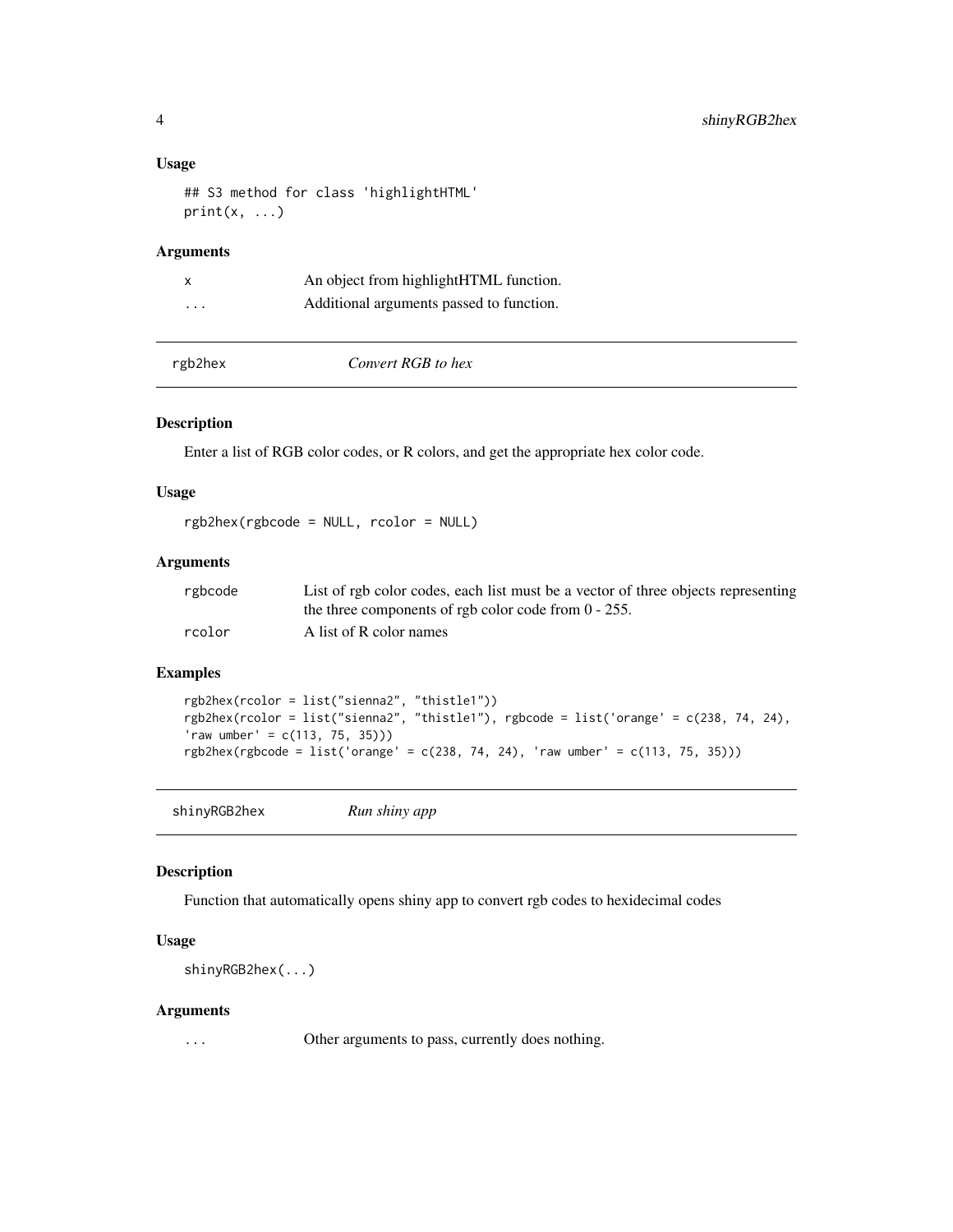### Usage

```
## S3 method for class 'highlightHTML'
print(x, ...)
```

### Arguments

| | |
|---|---|
| x | An object from highlightHTML function. |
| ... | Additional arguments passed to function. |

---

## rgb2hex — *Convert RGB to hex*

### Description

Enter a list of RGB color codes, or R colors, and get the appropriate hex color code.

### Usage

```
rgb2hex(rgbcode = NULL, rcolor = NULL)
```

### Arguments

| | |
|---|---|
| rgbcode | List of rgb color codes, each list must be a vector of three objects representing the three components of rgb color code from 0 - 255. |
| rcolor | A list of R color names |

### Examples

```
rgb2hex(rcolor = list("sienna2", "thistle1"))
rgb2hex(rcolor = list("sienna2", "thistle1"), rgbcode = list('orange' = c(238, 74, 24),
'raw umber' = c(113, 75, 35)))
rgb2hex(rgbcode = list('orange' = c(238, 74, 24), 'raw umber' = c(113, 75, 35)))
```

---

## shinyRGB2hex — *Run shiny app*

### Description

Function that automatically opens shiny app to convert rgb codes to hexidecimal codes

### Usage

```
shinyRGB2hex(...)
```

### Arguments

| | |
|---|---|
| ... | Other arguments to pass, currently does nothing. |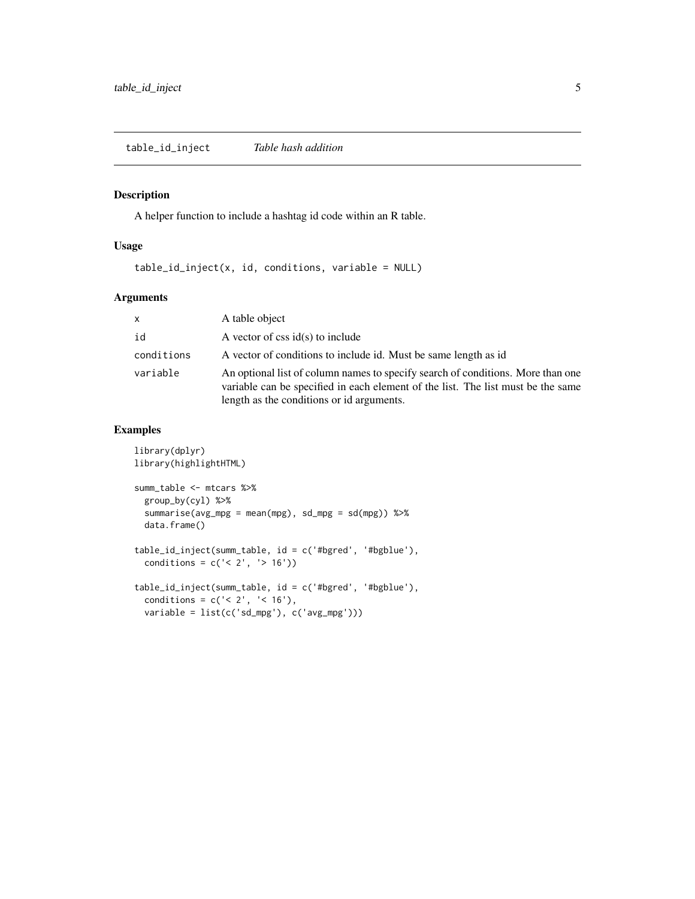## table_id_inject *Table hash addition*

### Description

A helper function to include a hashtag id code within an R table.

### Usage

```
table_id_inject(x, id, conditions, variable = NULL)
```

### Arguments

| | |
|---|---|
| `x` | A table object |
| `id` | A vector of css id(s) to include |
| `conditions` | A vector of conditions to include id. Must be same length as id |
| `variable` | An optional list of column names to specify search of conditions. More than one variable can be specified in each element of the list. The list must be the same length as the conditions or id arguments. |

### Examples

```
library(dplyr)
library(highlightHTML)

summ_table <- mtcars %>%
  group_by(cyl) %>%
  summarise(avg_mpg = mean(mpg), sd_mpg = sd(mpg)) %>%
  data.frame()

table_id_inject(summ_table, id = c('#bgred', '#bgblue'),
  conditions = c('< 2', '> 16'))

table_id_inject(summ_table, id = c('#bgred', '#bgblue'),
  conditions = c('< 2', '< 16'),
  variable = list(c('sd_mpg'), c('avg_mpg')))
```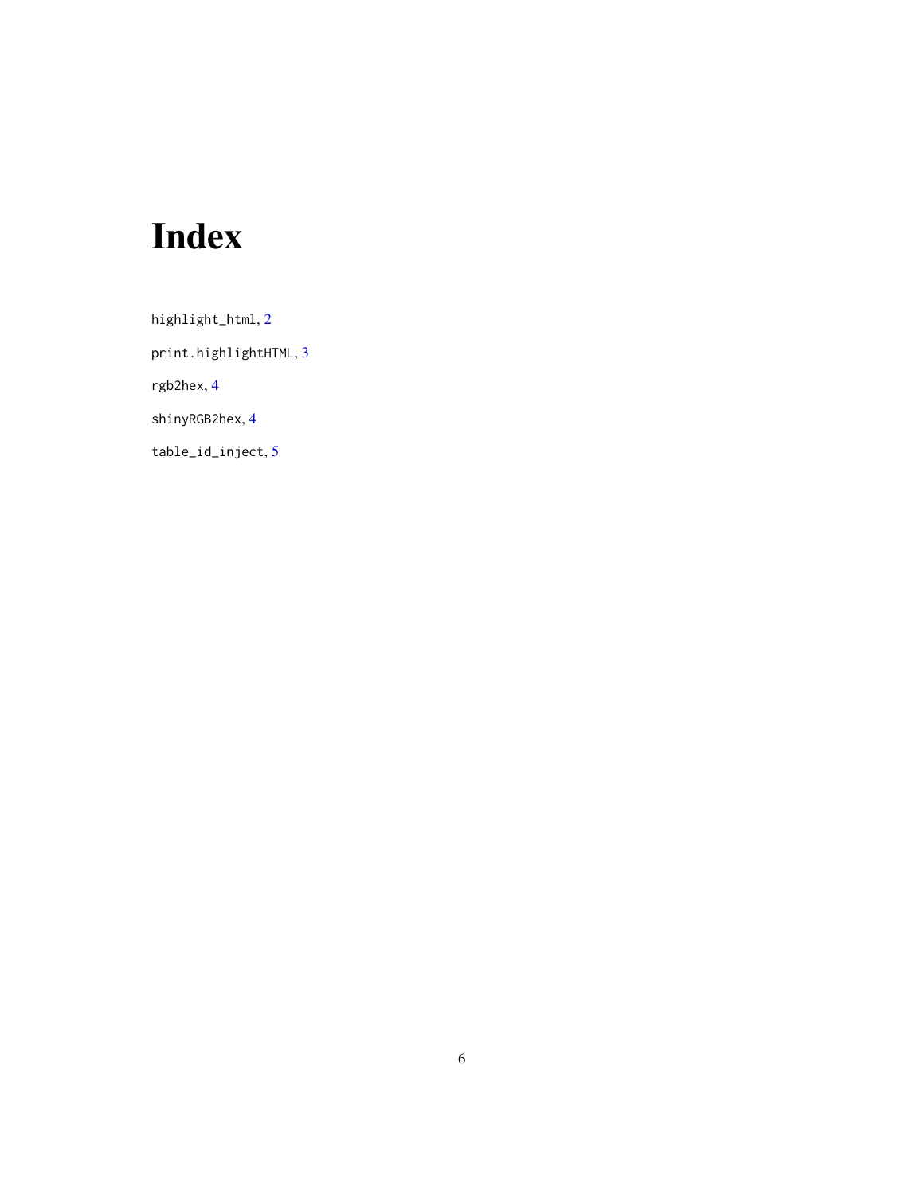# Index

highlight_html, 2

print.highlightHTML, 3

rgb2hex, 4

shinyRGB2hex, 4

table_id_inject, 5